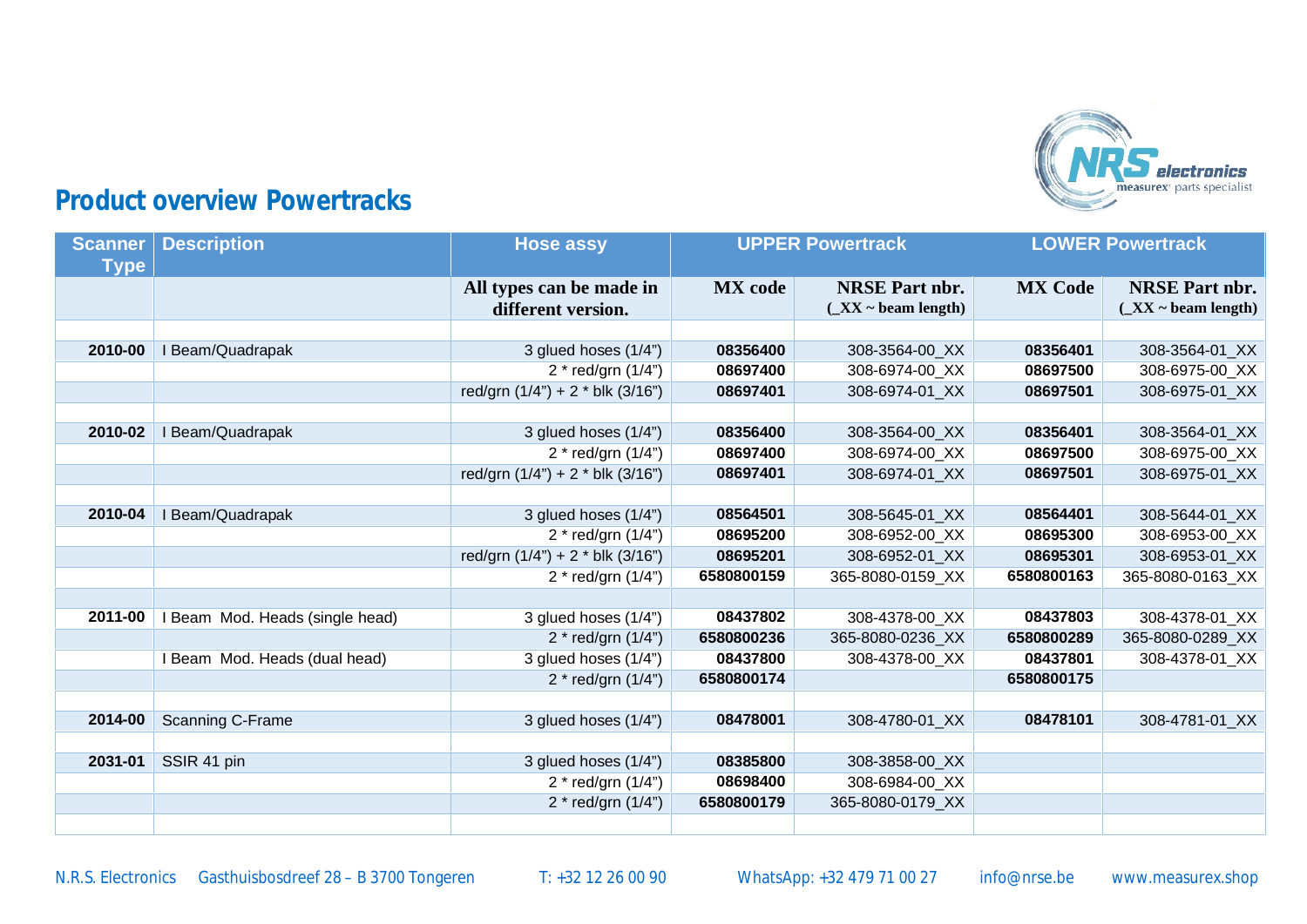## Product overview Powertracks

| Scanner Type | Description | Hose assy | UPPER Powertrack | | LOWER Powertrack | |
|---|---|---|---|---|---|---|
| | | **All types can be made in different version.** | **MX code** | **NRSE Part nbr. (_XX ~ beam length)** | **MX Code** | **NRSE Part nbr. (_XX ~ beam length)** |
| | | | | | | |
| **2010-00** | I Beam/Quadrapak | 3 glued hoses (1/4") | **08356400** | 308-3564-00_XX | **08356401** | 308-3564-01_XX |
| | | 2 * red/grn (1/4") | **08697400** | 308-6974-00_XX | **08697500** | 308-6975-00_XX |
| | | red/grn (1/4") + 2 * blk (3/16") | **08697401** | 308-6974-01_XX | **08697501** | 308-6975-01_XX |
| | | | | | | |
| **2010-02** | I Beam/Quadrapak | 3 glued hoses (1/4") | **08356400** | 308-3564-00_XX | **08356401** | 308-3564-01_XX |
| | | 2 * red/grn (1/4") | **08697400** | 308-6974-00_XX | **08697500** | 308-6975-00_XX |
| | | red/grn (1/4") + 2 * blk (3/16") | **08697401** | 308-6974-01_XX | **08697501** | 308-6975-01_XX |
| | | | | | | |
| **2010-04** | I Beam/Quadrapak | 3 glued hoses (1/4") | **08564501** | 308-5645-01_XX | **08564401** | 308-5644-01_XX |
| | | 2 * red/grn (1/4") | **08695200** | 308-6952-00_XX | **08695300** | 308-6953-00_XX |
| | | red/grn (1/4") + 2 * blk (3/16") | **08695201** | 308-6952-01_XX | **08695301** | 308-6953-01_XX |
| | | 2 * red/grn (1/4") | **6580800159** | 365-8080-0159_XX | **6580800163** | 365-8080-0163_XX |
| | | | | | | |
| **2011-00** | I Beam Mod. Heads (single head) | 3 glued hoses (1/4") | **08437802** | 308-4378-00_XX | **08437803** | 308-4378-01_XX |
| | | 2 * red/grn (1/4") | **6580800236** | 365-8080-0236_XX | **6580800289** | 365-8080-0289_XX |
| | I Beam Mod. Heads (dual head) | 3 glued hoses (1/4") | **08437800** | 308-4378-00_XX | **08437801** | 308-4378-01_XX |
| | | 2 * red/grn (1/4") | **6580800174** | | **6580800175** | |
| | | | | | | |
| **2014-00** | Scanning C-Frame | 3 glued hoses (1/4") | **08478001** | 308-4780-01_XX | **08478101** | 308-4781-01_XX |
| | | | | | | |
| **2031-01** | SSIR 41 pin | 3 glued hoses (1/4") | **08385800** | 308-3858-00_XX | | |
| | | 2 * red/grn (1/4") | **08698400** | 308-6984-00_XX | | |
| | | 2 * red/grn (1/4") | **6580800179** | 365-8080-0179_XX | | |
| | | | | | | |

N.R.S. Electronics Gasthuisbosdreef 28 – B 3700 Tongeren T: +32 12 26 00 90 WhatsApp: +32 479 71 00 27 info@nrse.be www.measurex.shop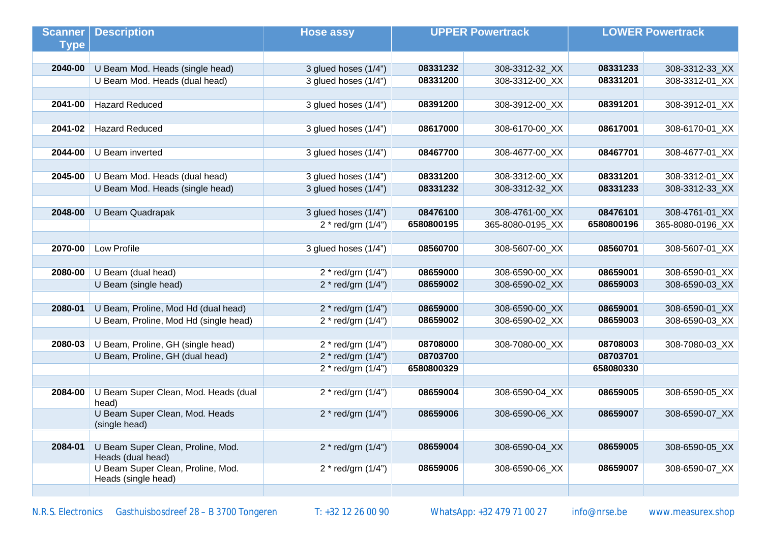| Scanner Type | Description | Hose assy | UPPER Powertrack | | LOWER Powertrack | |
|---|---|---|---|---|---|---|
| | | | | | | |
| 2040-00 | U Beam Mod. Heads (single head) | 3 glued hoses (1/4”) | **08331232** | 308-3312-32_XX | **08331233** | 308-3312-33_XX |
| | U Beam Mod. Heads (dual head) | 3 glued hoses (1/4”) | **08331200** | 308-3312-00_XX | **08331201** | 308-3312-01_XX |
| | | | | | | |
| 2041-00 | Hazard Reduced | 3 glued hoses (1/4”) | **08391200** | 308-3912-00_XX | **08391201** | 308-3912-01_XX |
| | | | | | | |
| 2041-02 | Hazard Reduced | 3 glued hoses (1/4”) | **08617000** | 308-6170-00_XX | **08617001** | 308-6170-01_XX |
| | | | | | | |
| 2044-00 | U Beam inverted | 3 glued hoses (1/4”) | **08467700** | 308-4677-00_XX | **08467701** | 308-4677-01_XX |
| | | | | | | |
| 2045-00 | U Beam Mod. Heads (dual head) | 3 glued hoses (1/4”) | **08331200** | 308-3312-00_XX | **08331201** | 308-3312-01_XX |
| | U Beam Mod. Heads (single head) | 3 glued hoses (1/4”) | **08331232** | 308-3312-32_XX | **08331233** | 308-3312-33_XX |
| | | | | | | |
| 2048-00 | U Beam Quadrapak | 3 glued hoses (1/4”) | **08476100** | 308-4761-00_XX | **08476101** | 308-4761-01_XX |
| | | 2 * red/grn (1/4”) | **6580800195** | 365-8080-0195_XX | **6580800196** | 365-8080-0196_XX |
| | | | | | | |
| 2070-00 | Low Profile | 3 glued hoses (1/4”) | **08560700** | 308-5607-00_XX | **08560701** | 308-5607-01_XX |
| | | | | | | |
| 2080-00 | U Beam (dual head) | 2 * red/grn (1/4”) | **08659000** | 308-6590-00_XX | **08659001** | 308-6590-01_XX |
| | U Beam (single head) | 2 * red/grn (1/4”) | **08659002** | 308-6590-02_XX | **08659003** | 308-6590-03_XX |
| | | | | | | |
| 2080-01 | U Beam, Proline, Mod Hd (dual head) | 2 * red/grn (1/4”) | **08659000** | 308-6590-00_XX | **08659001** | 308-6590-01_XX |
| | U Beam, Proline, Mod Hd (single head) | 2 * red/grn (1/4”) | **08659002** | 308-6590-02_XX | **08659003** | 308-6590-03_XX |
| | | | | | | |
| 2080-03 | U Beam, Proline, GH (single head) | 2 * red/grn (1/4”) | **08708000** | 308-7080-00_XX | **08708003** | 308-7080-03_XX |
| | U Beam, Proline, GH (dual head) | 2 * red/grn (1/4”) | **08703700** | | **08703701** | |
| | | 2 * red/grn (1/4”) | **6580800329** | | **658080330** | |
| | | | | | | |
| 2084-00 | U Beam Super Clean, Mod. Heads (dual head) | 2 * red/grn (1/4”) | **08659004** | 308-6590-04_XX | **08659005** | 308-6590-05_XX |
| | U Beam Super Clean, Mod. Heads (single head) | 2 * red/grn (1/4”) | **08659006** | 308-6590-06_XX | **08659007** | 308-6590-07_XX |
| | | | | | | |
| 2084-01 | U Beam Super Clean, Proline, Mod. Heads (dual head) | 2 * red/grn (1/4”) | **08659004** | 308-6590-04_XX | **08659005** | 308-6590-05_XX |
| | U Beam Super Clean, Proline, Mod. Heads (single head) | 2 * red/grn (1/4”) | **08659006** | 308-6590-06_XX | **08659007** | 308-6590-07_XX |
| | | | | | | |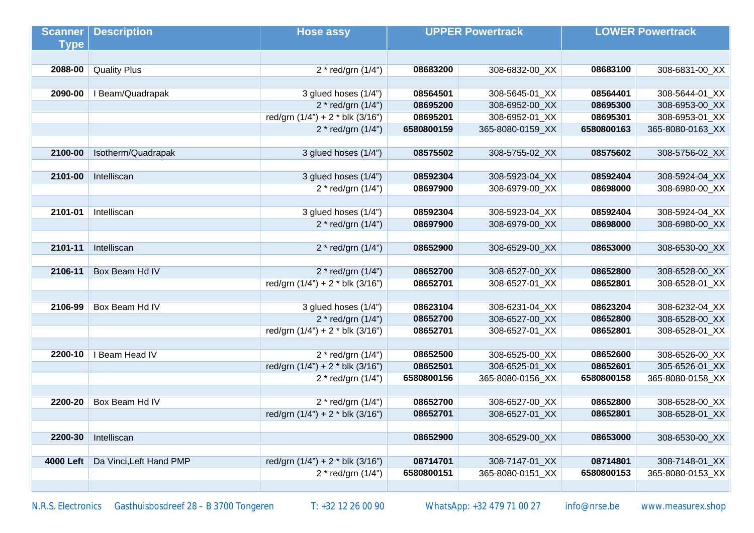| Scanner Type | Description | Hose assy | UPPER Powertrack | | LOWER Powertrack | |
|---|---|---|---|---|---|---|
| | | | | | | |
| **2088-00** | Quality Plus | 2 * red/grn (1/4”) | **08683200** | 308-6832-00_XX | **08683100** | 308-6831-00_XX |
| | | | | | | |
| **2090-00** | I Beam/Quadrapak | 3 glued hoses (1/4”) | **08564501** | 308-5645-01_XX | **08564401** | 308-5644-01_XX |
| | | 2 * red/grn (1/4”) | **08695200** | 308-6952-00_XX | **08695300** | 308-6953-00_XX |
| | | red/grn (1/4”) + 2 * blk (3/16”) | **08695201** | 308-6952-01_XX | **08695301** | 308-6953-01_XX |
| | | 2 * red/grn (1/4”) | **6580800159** | 365-8080-0159_XX | **6580800163** | 365-8080-0163_XX |
| | | | | | | |
| **2100-00** | Isotherm/Quadrapak | 3 glued hoses (1/4”) | **08575502** | 308-5755-02_XX | **08575602** | 308-5756-02_XX |
| | | | | | | |
| **2101-00** | Intelliscan | 3 glued hoses (1/4”) | **08592304** | 308-5923-04_XX | **08592404** | 308-5924-04_XX |
| | | 2 * red/grn (1/4”) | **08697900** | 308-6979-00_XX | **08698000** | 308-6980-00_XX |
| | | | | | | |
| **2101-01** | Intelliscan | 3 glued hoses (1/4”) | **08592304** | 308-5923-04_XX | **08592404** | 308-5924-04_XX |
| | | 2 * red/grn (1/4”) | **08697900** | 308-6979-00_XX | **08698000** | 308-6980-00_XX |
| | | | | | | |
| **2101-11** | Intelliscan | 2 * red/grn (1/4”) | **08652900** | 308-6529-00_XX | **08653000** | 308-6530-00_XX |
| | | | | | | |
| **2106-11** | Box Beam Hd IV | 2 * red/grn (1/4”) | **08652700** | 308-6527-00_XX | **08652800** | 308-6528-00_XX |
| | | red/grn (1/4”) + 2 * blk (3/16”) | **08652701** | 308-6527-01_XX | **08652801** | 308-6528-01_XX |
| | | | | | | |
| **2106-99** | Box Beam Hd IV | 3 glued hoses (1/4”) | **08623104** | 308-6231-04_XX | **08623204** | 308-6232-04_XX |
| | | 2 * red/grn (1/4”) | **08652700** | 308-6527-00_XX | **08652800** | 308-6528-00_XX |
| | | red/grn (1/4”) + 2 * blk (3/16”) | **08652701** | 308-6527-01_XX | **08652801** | 308-6528-01_XX |
| | | | | | | |
| **2200-10** | I Beam Head IV | 2 * red/grn (1/4”) | **08652500** | 308-6525-00_XX | **08652600** | 308-6526-00_XX |
| | | red/grn (1/4”) + 2 * blk (3/16”) | **08652501** | 308-6525-01_XX | **08652601** | 305-6526-01_XX |
| | | 2 * red/grn (1/4”) | **6580800156** | 365-8080-0156_XX | **6580800158** | 365-8080-0158_XX |
| | | | | | | |
| **2200-20** | Box Beam Hd IV | 2 * red/grn (1/4”) | **08652700** | 308-6527-00_XX | **08652800** | 308-6528-00_XX |
| | | red/grn (1/4”) + 2 * blk (3/16”) | **08652701** | 308-6527-01_XX | **08652801** | 308-6528-01_XX |
| | | | | | | |
| **2200-30** | Intelliscan | | **08652900** | 308-6529-00_XX | **08653000** | 308-6530-00_XX |
| | | | | | | |
| **4000 Left** | Da Vinci,Left Hand PMP | red/grn (1/4”) + 2 * blk (3/16”) | **08714701** | 308-7147-01_XX | **08714801** | 308-7148-01_XX |
| | | 2 * red/grn (1/4”) | **6580800151** | 365-8080-0151_XX | **6580800153** | 365-8080-0153_XX |
| | | | | | | |

N.R.S. Electronics Gasthuisbosdreef 28 – B 3700 Tongeren T: +32 12 26 00 90 WhatsApp: +32 479 71 00 27 info@nrse.be www.measurex.shop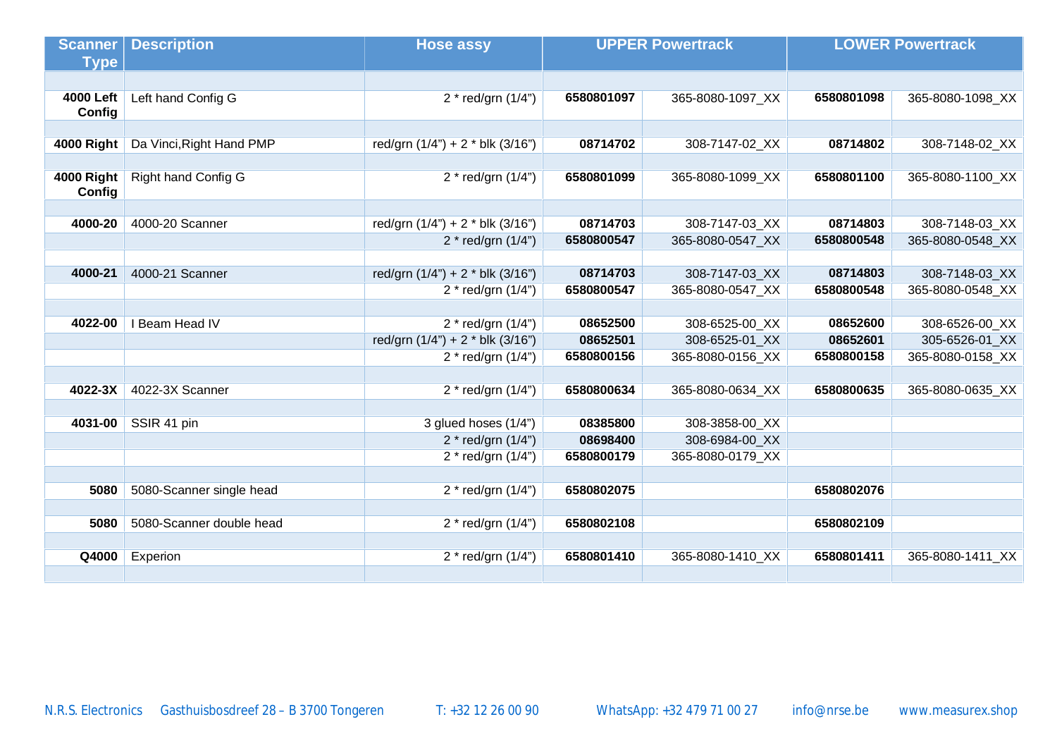| Scanner Type | Description | Hose assy | UPPER Powertrack | | LOWER Powertrack | |
|---|---|---|---|---|---|---|
| **4000 Left Config** | Left hand Config G | 2 * red/grn (1/4") | **6580801097** | 365-8080-1097_XX | **6580801098** | 365-8080-1098_XX |
| **4000 Right** | Da Vinci,Right Hand PMP | red/grn (1/4") + 2 * blk (3/16") | **08714702** | 308-7147-02_XX | **08714802** | 308-7148-02_XX |
| **4000 Right Config** | Right hand Config G | 2 * red/grn (1/4") | **6580801099** | 365-8080-1099_XX | **6580801100** | 365-8080-1100_XX |
| **4000-20** | 4000-20 Scanner | red/grn (1/4") + 2 * blk (3/16") | **08714703** | 308-7147-03_XX | **08714803** | 308-7148-03_XX |
| | | 2 * red/grn (1/4") | **6580800547** | 365-8080-0547_XX | **6580800548** | 365-8080-0548_XX |
| **4000-21** | 4000-21 Scanner | red/grn (1/4") + 2 * blk (3/16") | **08714703** | 308-7147-03_XX | **08714803** | 308-7148-03_XX |
| | | 2 * red/grn (1/4") | **6580800547** | 365-8080-0547_XX | **6580800548** | 365-8080-0548_XX |
| **4022-00** | I Beam Head IV | 2 * red/grn (1/4") | **08652500** | 308-6525-00_XX | **08652600** | 308-6526-00_XX |
| | | red/grn (1/4") + 2 * blk (3/16") | **08652501** | 308-6525-01_XX | **08652601** | 305-6526-01_XX |
| | | 2 * red/grn (1/4") | **6580800156** | 365-8080-0156_XX | **6580800158** | 365-8080-0158_XX |
| **4022-3X** | 4022-3X Scanner | 2 * red/grn (1/4") | **6580800634** | 365-8080-0634_XX | **6580800635** | 365-8080-0635_XX |
| **4031-00** | SSIR 41 pin | 3 glued hoses (1/4") | **08385800** | 308-3858-00_XX | | |
| | | 2 * red/grn (1/4") | **08698400** | 308-6984-00_XX | | |
| | | 2 * red/grn (1/4") | **6580800179** | 365-8080-0179_XX | | |
| **5080** | 5080-Scanner single head | 2 * red/grn (1/4") | **6580802075** | | **6580802076** | |
| **5080** | 5080-Scanner double head | 2 * red/grn (1/4") | **6580802108** | | **6580802109** | |
| **Q4000** | Experion | 2 * red/grn (1/4") | **6580801410** | 365-8080-1410_XX | **6580801411** | 365-8080-1411_XX |